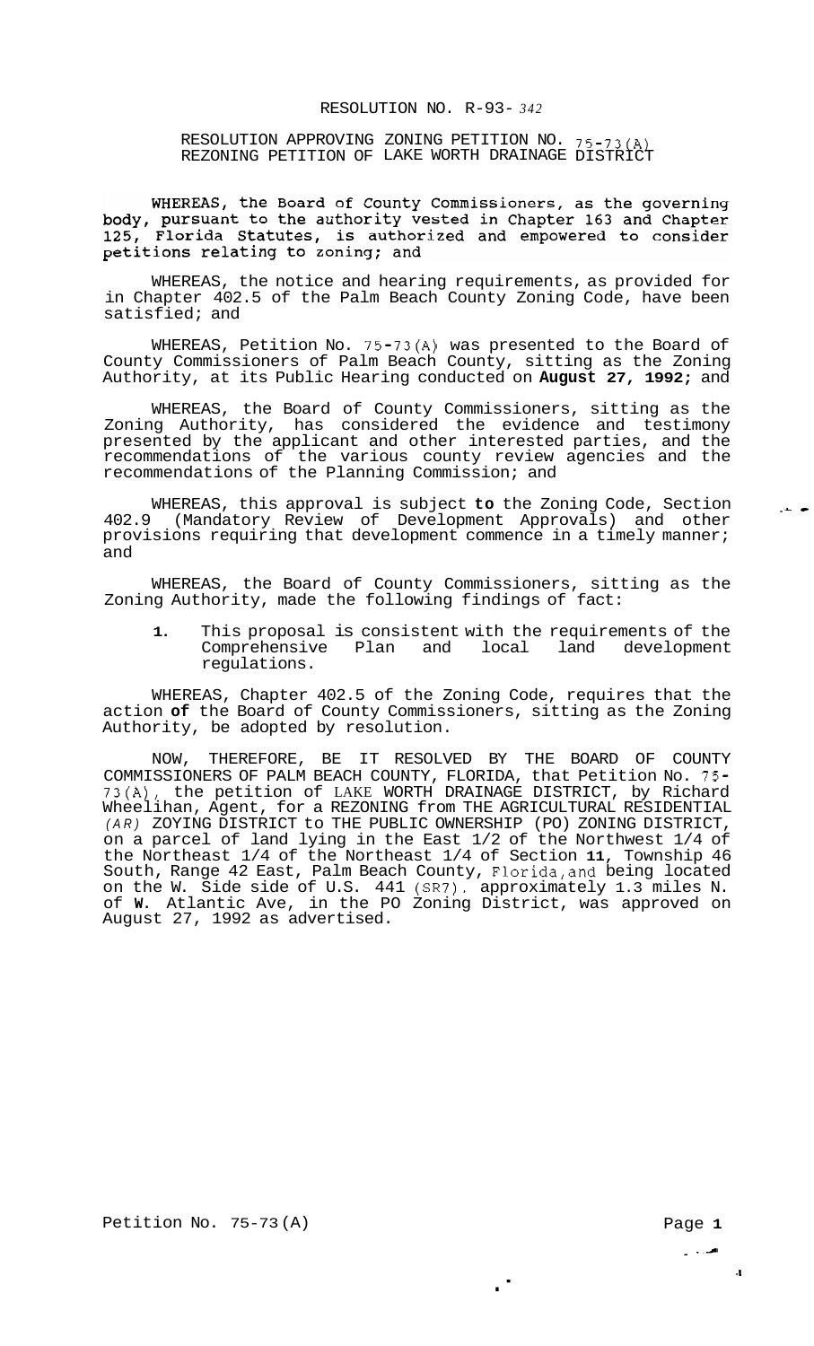RESOLUTION NO. R-93- 342

RESOLUTION APPROVING ZONING PETITION NO. 75-73(A) REZONING PETITION OF LAKE WORTH DRAINAGE DISTRICT

WHEREAS, the Board of County Commissioners, as the governing body, pursuant to the authority vested in Chapter 163 and Chapter 125, Florida Statutes, is authorized and empowered to consider petitions relating to zoning; and

WHEREAS, the notice and hearing requirements, as provided for in Chapter 402.5 of the Palm Beach County Zoning Code, have been satisfied; and

WHEREAS, Petition No. 75-73(A) was presented to the Board of County Commissioners of Palm Beach County, sitting as the Zoning Authority, at its Public Hearing conducted on **August 27, 1992;** and

WHEREAS, the Board of County Commissioners, sitting as the Zoning Authority, has considered the evidence and testimony presented by the applicant and other interested parties, and the recommendations of the various county review agencies and the recommendations of the Planning Commission; and

WHEREAS, this approval is subject **to** the Zoning Code, Section 402.9 (Mandatory Review of Development Approvals) and other provisions requiring that development commence in a timely manner; and

WHEREAS, the Board of County Commissioners, sitting as the Zoning Authority, made the following findings of fact:

1. This proposal is consistent with the requirements of the Comprehensive Plan and local land development regulations.

WHEREAS, Chapter 402.5 of the Zoning Code, requires that the action **of** the Board of County Commissioners, sitting as the Zoning Authority, be adopted by resolution.

NOW, THEREFORE, BE IT RESOLVED BY THE BOARD OF COUNTY COMMISSIONERS OF PALM BEACH COUNTY, FLORIDA, that Petition No. 75-73(A), the petition of LAKE WORTH DRAINAGE DISTRICT, by Richard Wheelihan, Agent, for a REZONING from THE AGRICULTURAL RESIDENTIAL *(AR)* ZOYING DISTRICT to THE PUBLIC OWNERSHIP (PO) ZONING DISTRICT, on a parcel of land lying in the East 1/2 of the Northwest 1/4 of the Northeast 1/4 of the Northeast 1/4 of Section **11**, Township 46 South, Range 42 East, Palm Beach County, Florida, and being located on the W. Side side of U.S. 441 (SR7), approximately 1.3 miles N. of **W.** Atlantic Ave, in the PO Zoning District, was approved on August 27, 1992 as advertised.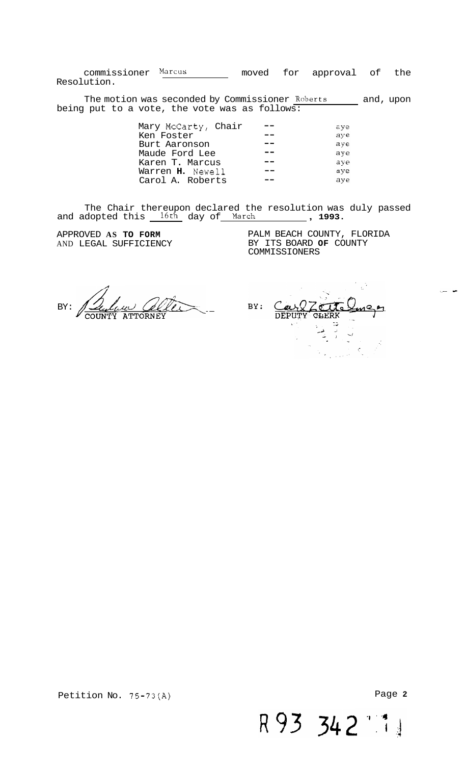commissioner Marcus moved for approval of the Resolution.

The motion was seconded by Commissioner Roberts and, upon being put to a vote, the vote was as follows:

| | | |
|---|---|---|
| Mary McCarty, Chair | -- | aye |
| Ken Foster | -- | aye |
| Burt Aaronson | -- | aye |
| Maude Ford Lee | -- | aye |
| Karen T. Marcus | -- | aye |
| Warren H. Newell | -- | aye |
| Carol A. Roberts | -- | aye |

The Chair thereupon declared the resolution was duly passed and adopted this 16th day of March, **1993**.

APPROVED **AS TO FORM**
AND LEGAL SUFFICIENCY

BY: COUNTY ATTORNEY

PALM BEACH COUNTY, FLORIDA
BY ITS BOARD **OF** COUNTY COMMISSIONERS

BY: DEPUTY CLERK

Petition No. 75-73(A)

R93 342